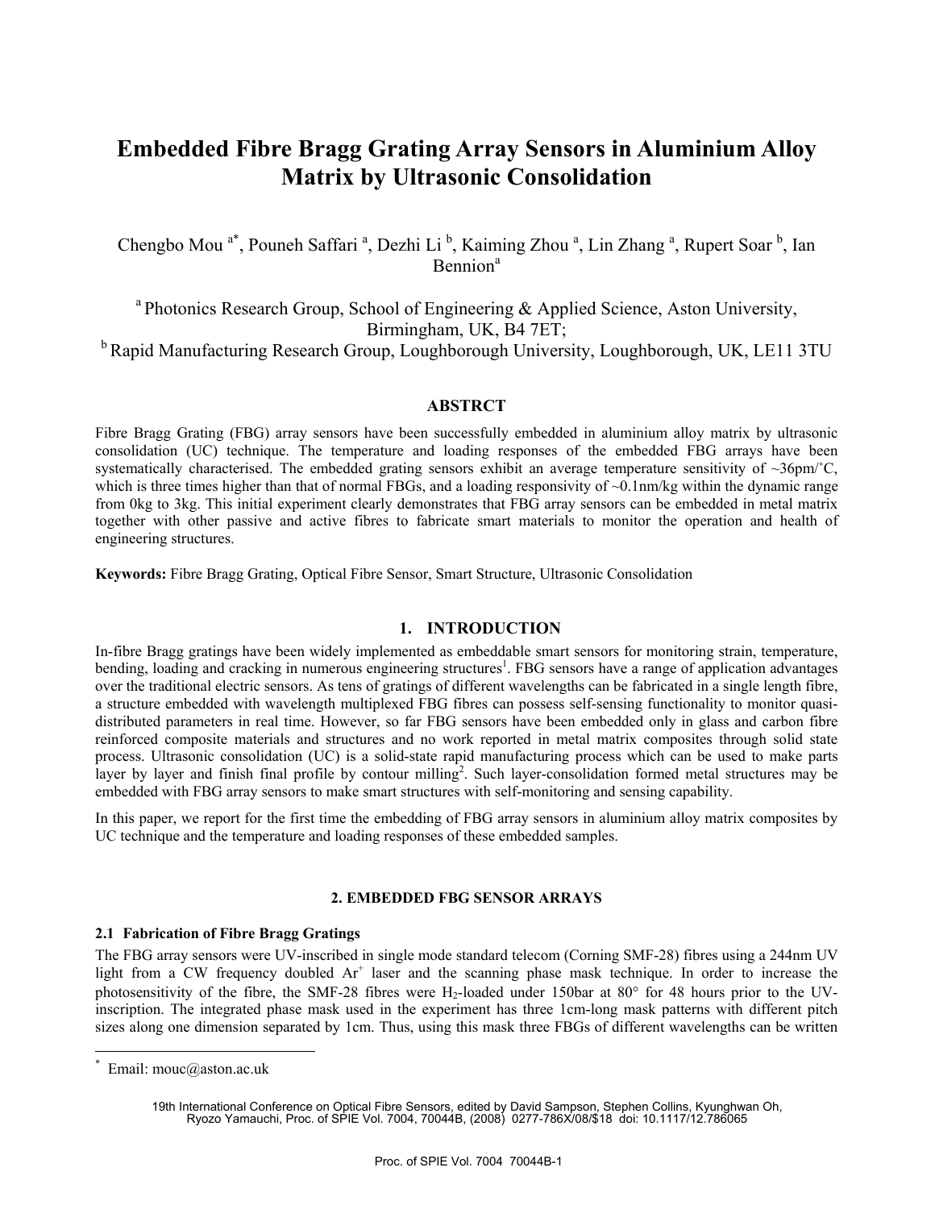# Embedded Fibre Bragg Grating Array Sensors in Aluminium Alloy Matrix by Ultrasonic Consolidation

Chengbo Mou [a*], Pouneh Saffari [a], Dezhi Li [b], Kaiming Zhou [a], Lin Zhang [a], Rupert Soar [b], Ian Bennion[a]

[a] Photonics Research Group, School of Engineering & Applied Science, Aston University, Birmingham, UK, B4 7ET;
[b] Rapid Manufacturing Research Group, Loughborough University, Loughborough, UK, LE11 3TU

## ABSTRCT

Fibre Bragg Grating (FBG) array sensors have been successfully embedded in aluminium alloy matrix by ultrasonic consolidation (UC) technique. The temperature and loading responses of the embedded FBG arrays have been systematically characterised. The embedded grating sensors exhibit an average temperature sensitivity of ~36pm/°C, which is three times higher than that of normal FBGs, and a loading responsivity of ~0.1nm/kg within the dynamic range from 0kg to 3kg. This initial experiment clearly demonstrates that FBG array sensors can be embedded in metal matrix together with other passive and active fibres to fabricate smart materials to monitor the operation and health of engineering structures.

**Keywords:** Fibre Bragg Grating, Optical Fibre Sensor, Smart Structure, Ultrasonic Consolidation

## 1. INTRODUCTION

In-fibre Bragg gratings have been widely implemented as embeddable smart sensors for monitoring strain, temperature, bending, loading and cracking in numerous engineering structures[1]. FBG sensors have a range of application advantages over the traditional electric sensors. As tens of gratings of different wavelengths can be fabricated in a single length fibre, a structure embedded with wavelength multiplexed FBG fibres can possess self-sensing functionality to monitor quasi-distributed parameters in real time. However, so far FBG sensors have been embedded only in glass and carbon fibre reinforced composite materials and structures and no work reported in metal matrix composites through solid state process. Ultrasonic consolidation (UC) is a solid-state rapid manufacturing process which can be used to make parts layer by layer and finish final profile by contour milling[2]. Such layer-consolidation formed metal structures may be embedded with FBG array sensors to make smart structures with self-monitoring and sensing capability.

In this paper, we report for the first time the embedding of FBG array sensors in aluminium alloy matrix composites by UC technique and the temperature and loading responses of these embedded samples.

## 2. EMBEDDED FBG SENSOR ARRAYS

### 2.1 Fabrication of Fibre Bragg Gratings

The FBG array sensors were UV-inscribed in single mode standard telecom (Corning SMF-28) fibres using a 244nm UV light from a CW frequency doubled $Ar^+$ laser and the scanning phase mask technique. In order to increase the photosensitivity of the fibre, the SMF-28 fibres were $H_2$-loaded under 150bar at 80° for 48 hours prior to the UV-inscription. The integrated phase mask used in the experiment has three 1cm-long mask patterns with different pitch sizes along one dimension separated by 1cm. Thus, using this mask three FBGs of different wavelengths can be written

---

[*] Email: mouc@aston.ac.uk

19th International Conference on Optical Fibre Sensors, edited by David Sampson, Stephen Collins, Kyunghwan Oh, Ryozo Yamauchi, Proc. of SPIE Vol. 7004, 70044B, (2008) 0277-786X/08/$18 doi: 10.1117/12.786065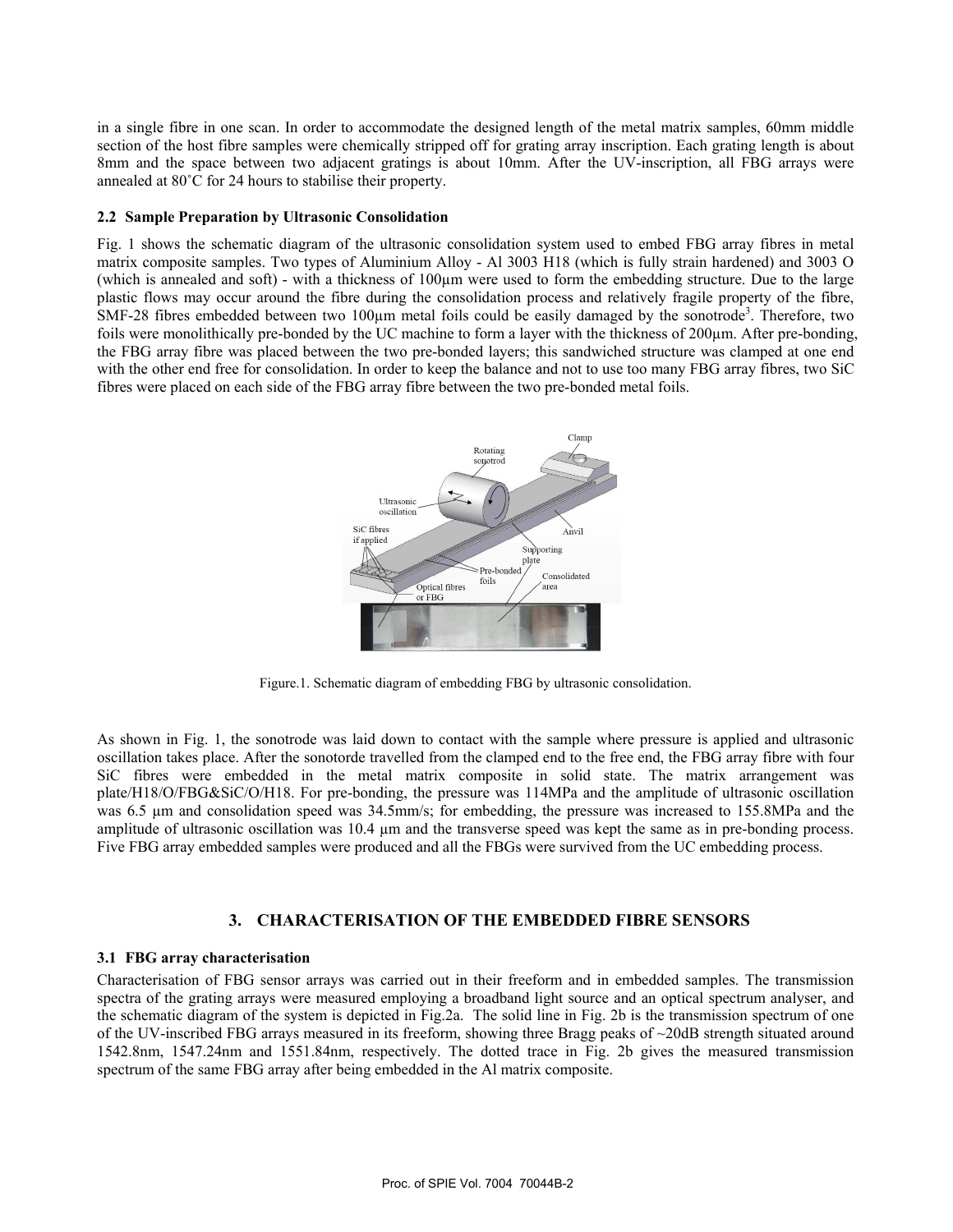in a single fibre in one scan. In order to accommodate the designed length of the metal matrix samples, 60mm middle section of the host fibre samples were chemically stripped off for grating array inscription. Each grating length is about 8mm and the space between two adjacent gratings is about 10mm. After the UV-inscription, all FBG arrays were annealed at 80˚C for 24 hours to stabilise their property.

### 2.2 Sample Preparation by Ultrasonic Consolidation

Fig. 1 shows the schematic diagram of the ultrasonic consolidation system used to embed FBG array fibres in metal matrix composite samples. Two types of Aluminium Alloy - Al 3003 H18 (which is fully strain hardened) and 3003 O (which is annealed and soft) - with a thickness of 100µm were used to form the embedding structure. Due to the large plastic flows may occur around the fibre during the consolidation process and relatively fragile property of the fibre, SMF-28 fibres embedded between two 100µm metal foils could be easily damaged by the sonotrode[3]. Therefore, two foils were monolithically pre-bonded by the UC machine to form a layer with the thickness of 200µm. After pre-bonding, the FBG array fibre was placed between the two pre-bonded layers; this sandwiched structure was clamped at one end with the other end free for consolidation. In order to keep the balance and not to use too many FBG array fibres, two SiC fibres were placed on each side of the FBG array fibre between the two pre-bonded metal foils.

Figure.1. Schematic diagram of embedding FBG by ultrasonic consolidation.

As shown in Fig. 1, the sonotrode was laid down to contact with the sample where pressure is applied and ultrasonic oscillation takes place. After the sonotorde travelled from the clamped end to the free end, the FBG array fibre with four SiC fibres were embedded in the metal matrix composite in solid state. The matrix arrangement was plate/H18/O/FBG&SiC/O/H18. For pre-bonding, the pressure was 114MPa and the amplitude of ultrasonic oscillation was 6.5 µm and consolidation speed was 34.5mm/s; for embedding, the pressure was increased to 155.8MPa and the amplitude of ultrasonic oscillation was 10.4 µm and the transverse speed was kept the same as in pre-bonding process. Five FBG array embedded samples were produced and all the FBGs were survived from the UC embedding process.

## 3. CHARACTERISATION OF THE EMBEDDED FIBRE SENSORS

### 3.1 FBG array characterisation

Characterisation of FBG sensor arrays was carried out in their freeform and in embedded samples. The transmission spectra of the grating arrays were measured employing a broadband light source and an optical spectrum analyser, and the schematic diagram of the system is depicted in Fig.2a. The solid line in Fig. 2b is the transmission spectrum of one of the UV-inscribed FBG arrays measured in its freeform, showing three Bragg peaks of ~20dB strength situated around 1542.8nm, 1547.24nm and 1551.84nm, respectively. The dotted trace in Fig. 2b gives the measured transmission spectrum of the same FBG array after being embedded in the Al matrix composite.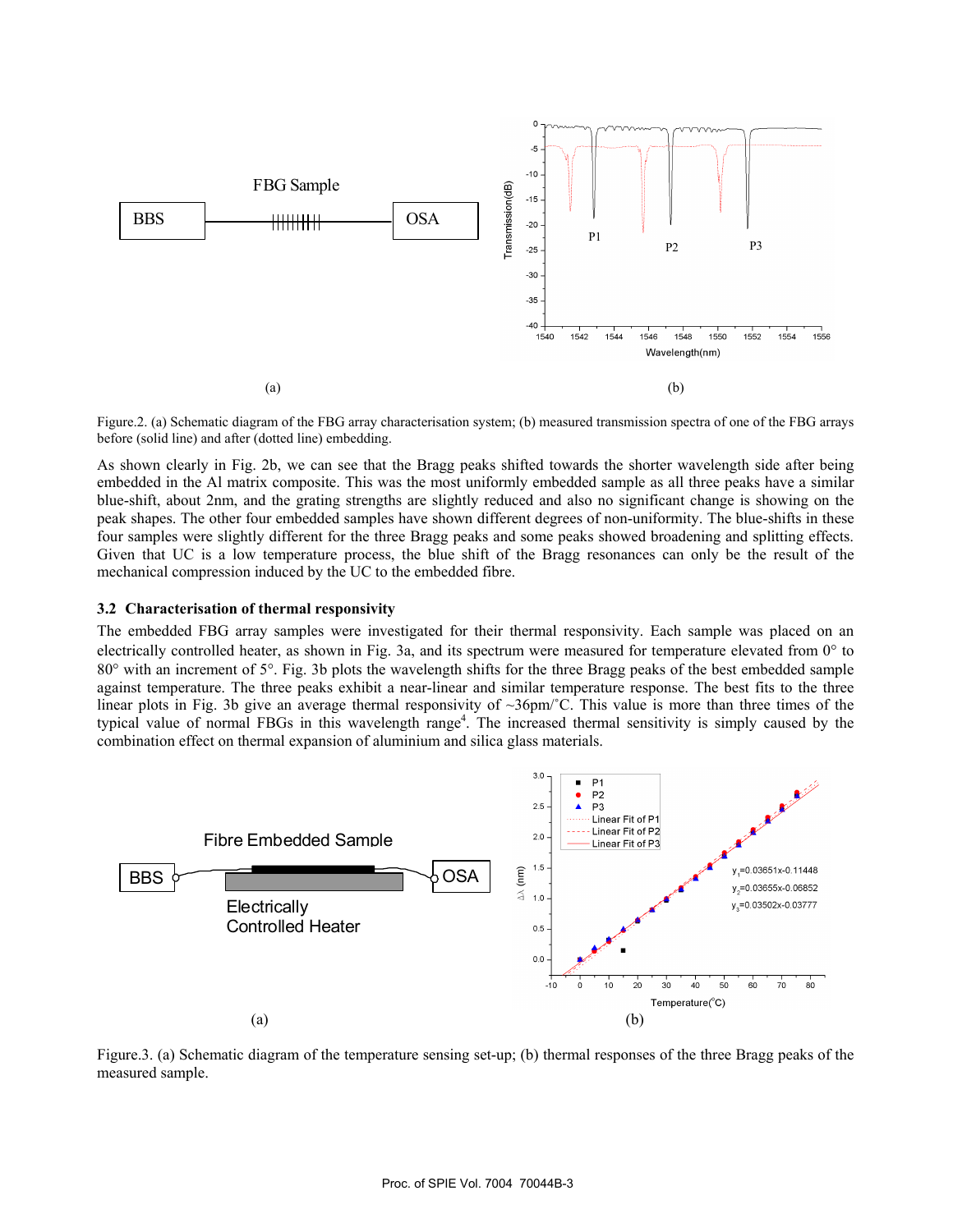Figure.2. (a) Schematic diagram of the FBG array characterisation system; (b) measured transmission spectra of one of the FBG arrays before (solid line) and after (dotted line) embedding.

As shown clearly in Fig. 2b, we can see that the Bragg peaks shifted towards the shorter wavelength side after being embedded in the Al matrix composite. This was the most uniformly embedded sample as all three peaks have a similar blue-shift, about 2nm, and the grating strengths are slightly reduced and also no significant change is showing on the peak shapes. The other four embedded samples have shown different degrees of non-uniformity. The blue-shifts in these four samples were slightly different for the three Bragg peaks and some peaks showed broadening and splitting effects. Given that UC is a low temperature process, the blue shift of the Bragg resonances can only be the result of the mechanical compression induced by the UC to the embedded fibre.

### 3.2 Characterisation of thermal responsivity

The embedded FBG array samples were investigated for their thermal responsivity. Each sample was placed on an electrically controlled heater, as shown in Fig. 3a, and its spectrum were measured for temperature elevated from 0° to 80° with an increment of 5°. Fig. 3b plots the wavelength shifts for the three Bragg peaks of the best embedded sample against temperature. The three peaks exhibit a near-linear and similar temperature response. The best fits to the three linear plots in Fig. 3b give an average thermal responsivity of ~36pm/°C. This value is more than three times of the typical value of normal FBGs in this wavelength range[4]. The increased thermal sensitivity is simply caused by the combination effect on thermal expansion of aluminium and silica glass materials.

Figure.3. (a) Schematic diagram of the temperature sensing set-up; (b) thermal responses of the three Bragg peaks of the measured sample.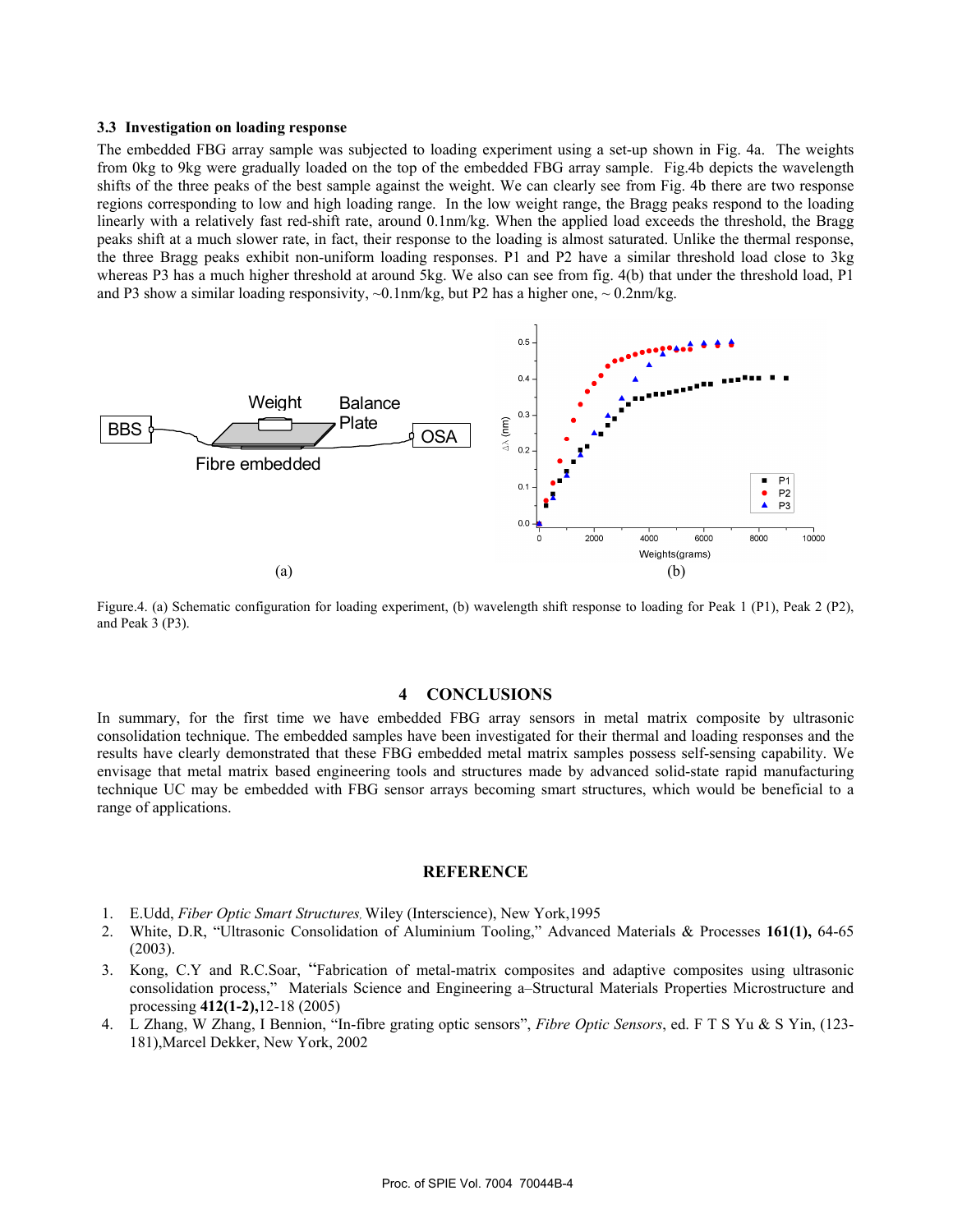### 3.3 Investigation on loading response

The embedded FBG array sample was subjected to loading experiment using a set-up shown in Fig. 4a. The weights from 0kg to 9kg were gradually loaded on the top of the embedded FBG array sample. Fig.4b depicts the wavelength shifts of the three peaks of the best sample against the weight. We can clearly see from Fig. 4b there are two response regions corresponding to low and high loading range. In the low weight range, the Bragg peaks respond to the loading linearly with a relatively fast red-shift rate, around 0.1nm/kg. When the applied load exceeds the threshold, the Bragg peaks shift at a much slower rate, in fact, their response to the loading is almost saturated. Unlike the thermal response, the three Bragg peaks exhibit non-uniform loading responses. P1 and P2 have a similar threshold load close to 3kg whereas P3 has a much higher threshold at around 5kg. We also can see from fig. 4(b) that under the threshold load, P1 and P3 show a similar loading responsivity, ~0.1nm/kg, but P2 has a higher one, ~ 0.2nm/kg.

BBS
Weight
Balance Plate
OSA
Fibre embedded
(a)

Δλ (nm)
0.0
0.1
0.2
0.3
0.4
0.5
0
2000
4000
6000
8000
10000
Weights(grams)
P1
P2
P3
(b)

Figure.4. (a) Schematic configuration for loading experiment, (b) wavelength shift response to loading for Peak 1 (P1), Peak 2 (P2), and Peak 3 (P3).

## 4 CONCLUSIONS

In summary, for the first time we have embedded FBG array sensors in metal matrix composite by ultrasonic consolidation technique. The embedded samples have been investigated for their thermal and loading responses and the results have clearly demonstrated that these FBG embedded metal matrix samples possess self-sensing capability. We envisage that metal matrix based engineering tools and structures made by advanced solid-state rapid manufacturing technique UC may be embedded with FBG sensor arrays becoming smart structures, which would be beneficial to a range of applications.

## REFERENCE

1. E.Udd, *Fiber Optic Smart Structures*, Wiley (Interscience), New York,1995
2. White, D.R, "Ultrasonic Consolidation of Aluminium Tooling," Advanced Materials & Processes **161(1),** 64-65 (2003).
3. Kong, C.Y and R.C.Soar, "Fabrication of metal-matrix composites and adaptive composites using ultrasonic consolidation process," Materials Science and Engineering a–Structural Materials Properties Microstructure and processing **412(1-2),**12-18 (2005)
4. L Zhang, W Zhang, I Bennion, "In-fibre grating optic sensors", *Fibre Optic Sensors*, ed. F T S Yu & S Yin, (123-181),Marcel Dekker, New York, 2002